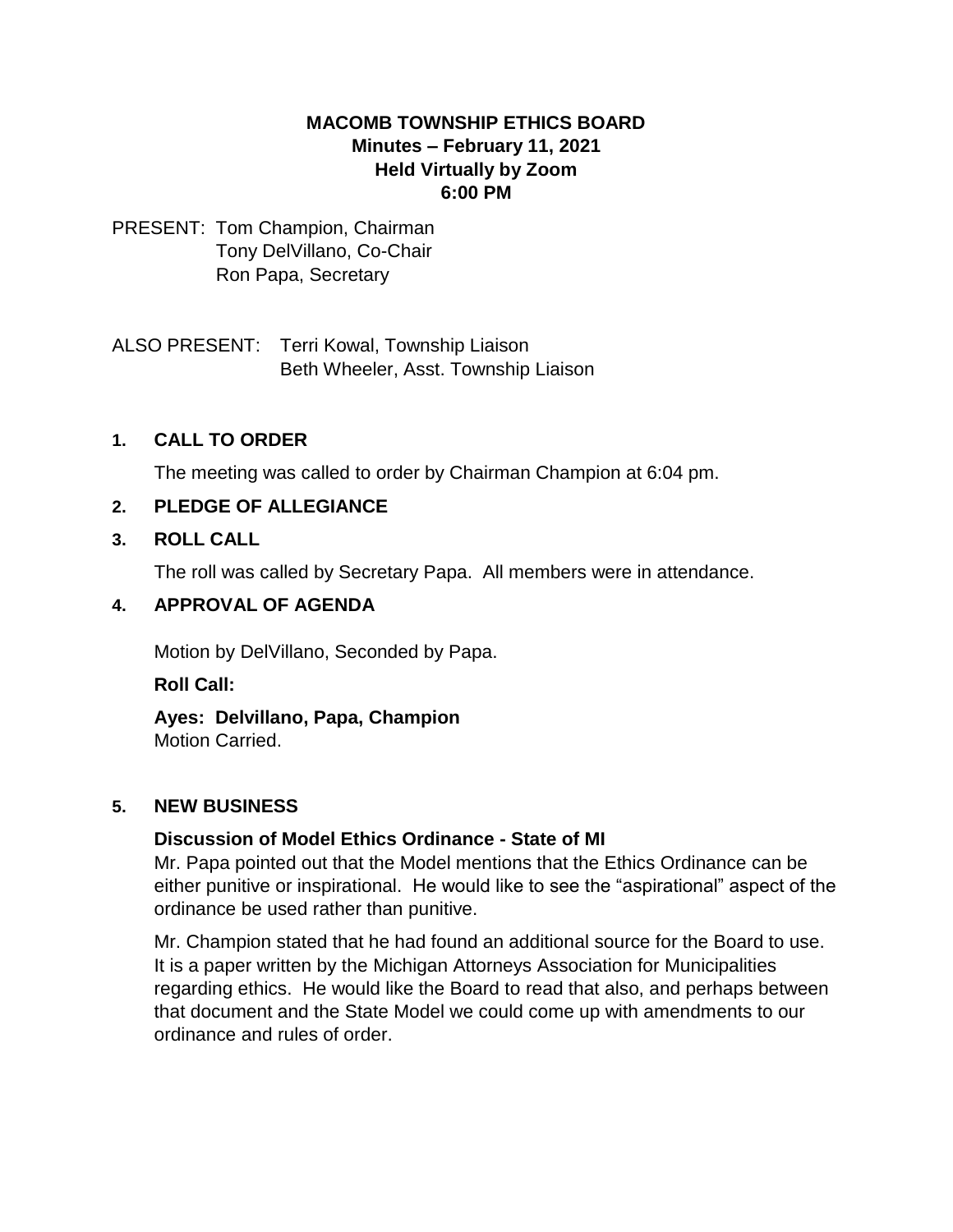# MACOMB TOWNSHIP ETHICS BOARD

**Minutes – February 11, 2021**
**Held Virtually by Zoom**
**6:00 PM**

PRESENT: Tom Champion, Chairman
Tony DelVillano, Co-Chair
Ron Papa, Secretary

ALSO PRESENT: Terri Kowal, Township Liaison
Beth Wheeler, Asst. Township Liaison

## 1. CALL TO ORDER

The meeting was called to order by Chairman Champion at 6:04 pm.

## 2. PLEDGE OF ALLEGIANCE

## 3. ROLL CALL

The roll was called by Secretary Papa. All members were in attendance.

## 4. APPROVAL OF AGENDA

Motion by DelVillano, Seconded by Papa.

**Roll Call:**

**Ayes: Delvillano, Papa, Champion**
Motion Carried.

## 5. NEW BUSINESS

### Discussion of Model Ethics Ordinance - State of MI

Mr. Papa pointed out that the Model mentions that the Ethics Ordinance can be either punitive or inspirational. He would like to see the "aspirational" aspect of the ordinance be used rather than punitive.

Mr. Champion stated that he had found an additional source for the Board to use. It is a paper written by the Michigan Attorneys Association for Municipalities regarding ethics. He would like the Board to read that also, and perhaps between that document and the State Model we could come up with amendments to our ordinance and rules of order.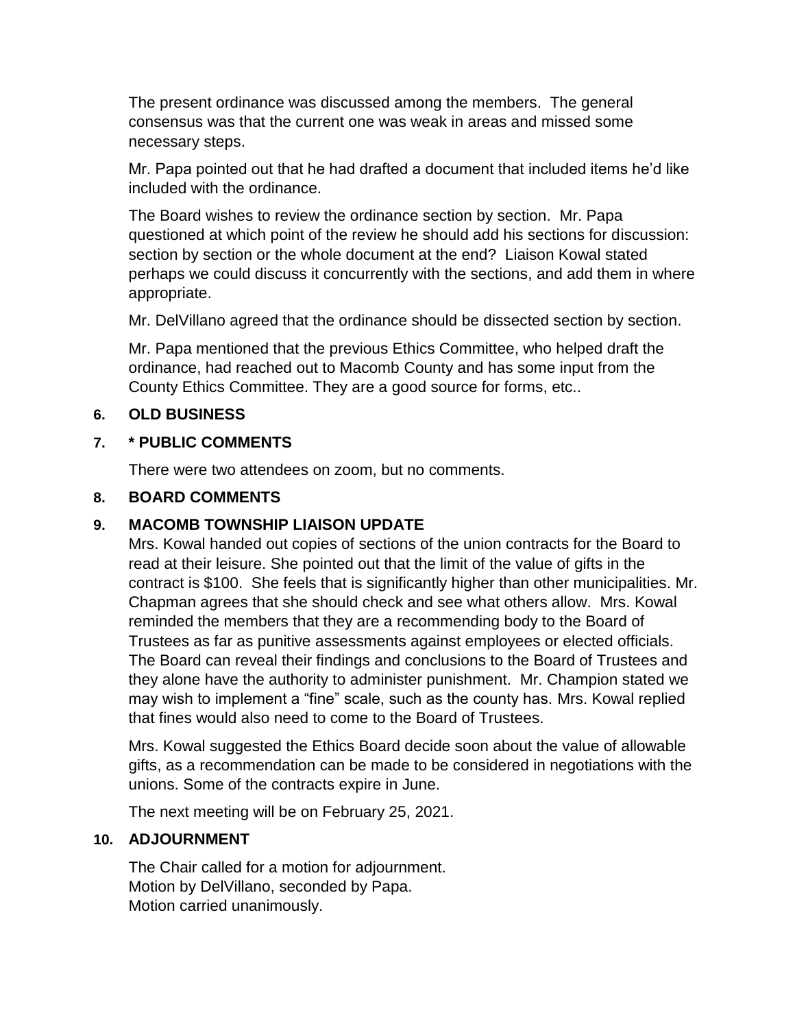The present ordinance was discussed among the members. The general consensus was that the current one was weak in areas and missed some necessary steps.

Mr. Papa pointed out that he had drafted a document that included items he'd like included with the ordinance.

The Board wishes to review the ordinance section by section. Mr. Papa questioned at which point of the review he should add his sections for discussion: section by section or the whole document at the end? Liaison Kowal stated perhaps we could discuss it concurrently with the sections, and add them in where appropriate.

Mr. DelVillano agreed that the ordinance should be dissected section by section.

Mr. Papa mentioned that the previous Ethics Committee, who helped draft the ordinance, had reached out to Macomb County and has some input from the County Ethics Committee. They are a good source for forms, etc..

**6. OLD BUSINESS**

**7. * PUBLIC COMMENTS**

There were two attendees on zoom, but no comments.

**8. BOARD COMMENTS**

**9. MACOMB TOWNSHIP LIAISON UPDATE**

Mrs. Kowal handed out copies of sections of the union contracts for the Board to read at their leisure. She pointed out that the limit of the value of gifts in the contract is $100. She feels that is significantly higher than other municipalities. Mr. Chapman agrees that she should check and see what others allow. Mrs. Kowal reminded the members that they are a recommending body to the Board of Trustees as far as punitive assessments against employees or elected officials. The Board can reveal their findings and conclusions to the Board of Trustees and they alone have the authority to administer punishment. Mr. Champion stated we may wish to implement a "fine" scale, such as the county has. Mrs. Kowal replied that fines would also need to come to the Board of Trustees.

Mrs. Kowal suggested the Ethics Board decide soon about the value of allowable gifts, as a recommendation can be made to be considered in negotiations with the unions. Some of the contracts expire in June.

The next meeting will be on February 25, 2021.

**10. ADJOURNMENT**

The Chair called for a motion for adjournment.
Motion by DelVillano, seconded by Papa.
Motion carried unanimously.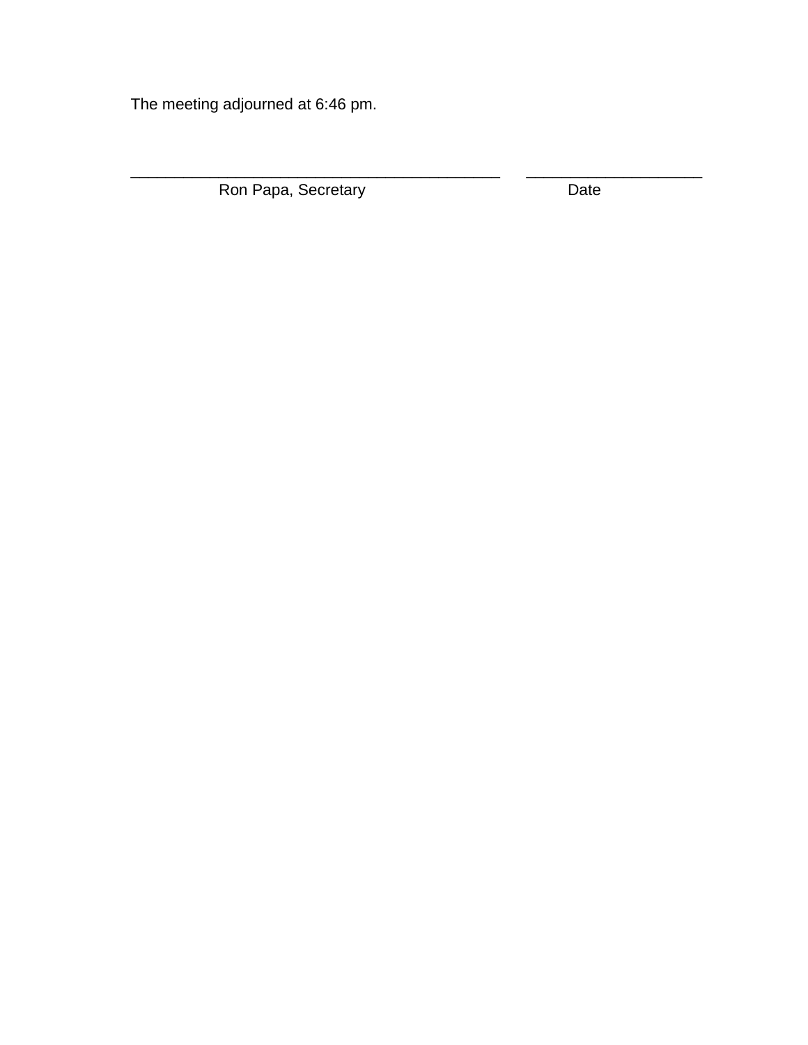The meeting adjourned at 6:46 pm.

_____________________________________________ ____________________

Ron Papa, Secretary Date